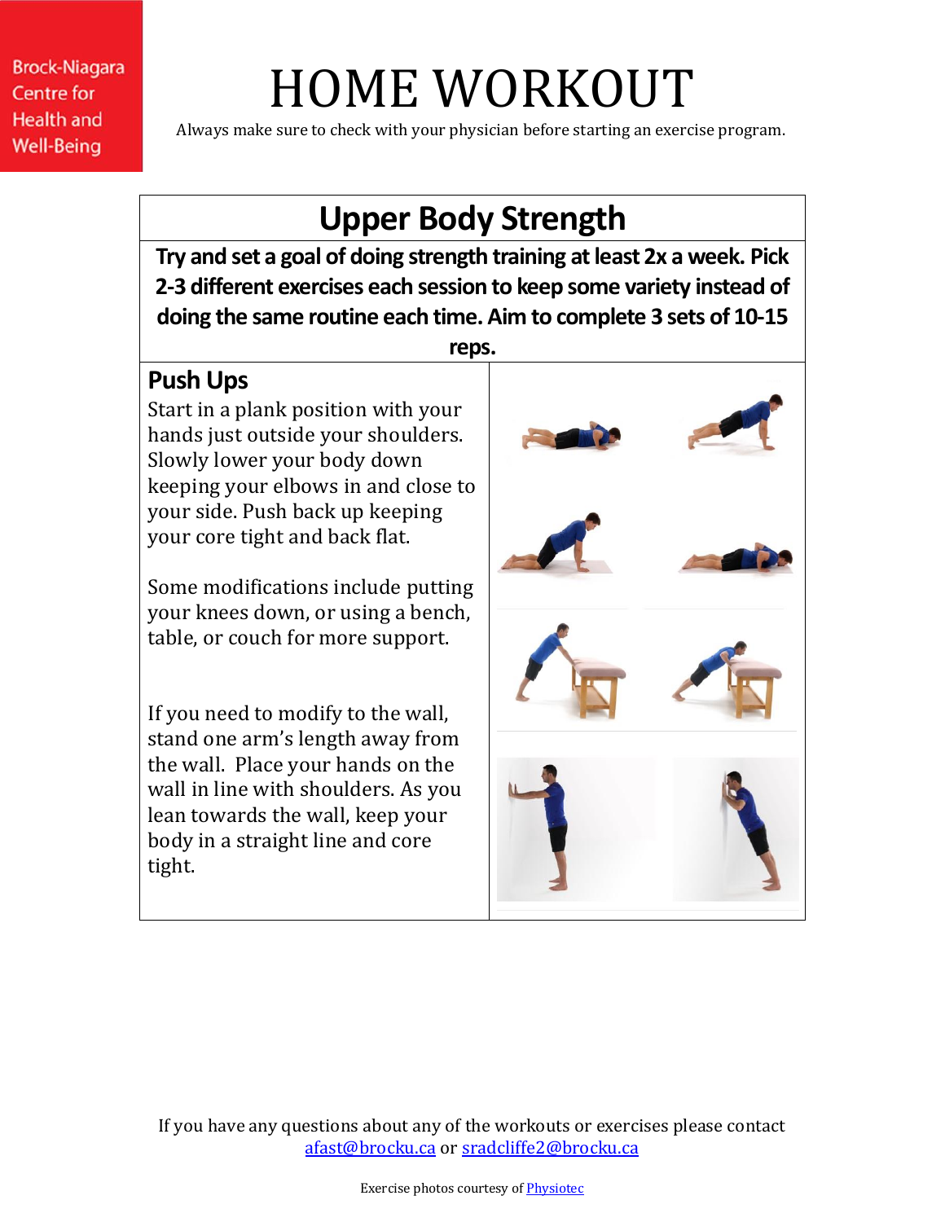Brock-Niagara Centre for Health and Well-Being

# HOME WORKOUT

Always make sure to check with your physician before starting an exercise program.

## Upper Body Strength

**Try and set a goal of doing strength training at least 2x a week. Pick 2-3 different exercises each session to keep some variety instead of doing the same routine each time. Aim to complete 3 sets of 10-15 reps.**

### Push Ups

Start in a plank position with your hands just outside your shoulders. Slowly lower your body down keeping your elbows in and close to your side. Push back up keeping your core tight and back flat.

Some modifications include putting your knees down, or using a bench, table, or couch for more support.

If you need to modify to the wall, stand one arm's length away from the wall. Place your hands on the wall in line with shoulders. As you lean towards the wall, keep your body in a straight line and core tight.

If you have any questions about any of the workouts or exercises please contact afast@brocku.ca or sradcliffe2@brocku.ca

Exercise photos courtesy of Physiotec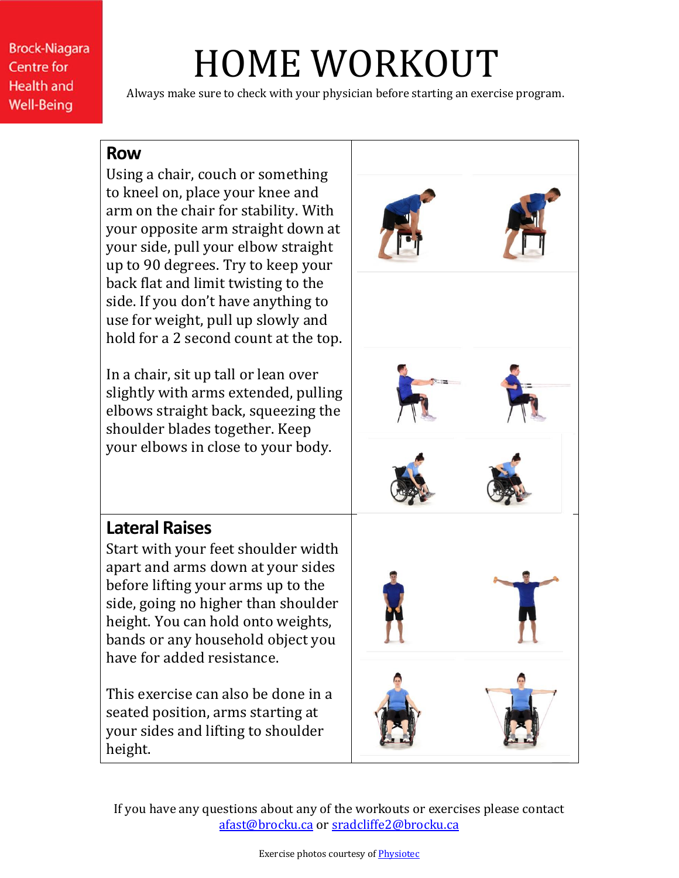Brock-Niagara Centre for Health and Well-Being

# HOME WORKOUT

Always make sure to check with your physician before starting an exercise program.

## Row

Using a chair, couch or something to kneel on, place your knee and arm on the chair for stability. With your opposite arm straight down at your side, pull your elbow straight up to 90 degrees. Try to keep your back flat and limit twisting to the side. If you don't have anything to use for weight, pull up slowly and hold for a 2 second count at the top.

In a chair, sit up tall or lean over slightly with arms extended, pulling elbows straight back, squeezing the shoulder blades together. Keep your elbows in close to your body.

## Lateral Raises

Start with your feet shoulder width apart and arms down at your sides before lifting your arms up to the side, going no higher than shoulder height. You can hold onto weights, bands or any household object you have for added resistance.

This exercise can also be done in a seated position, arms starting at your sides and lifting to shoulder height.

If you have any questions about any of the workouts or exercises please contact [afast@brocku.ca](mailto:afast@brocku.ca) or [sradcliffe2@brocku.ca](mailto:sradcliffe2@brocku.ca)

Exercise photos courtesy of Physiotec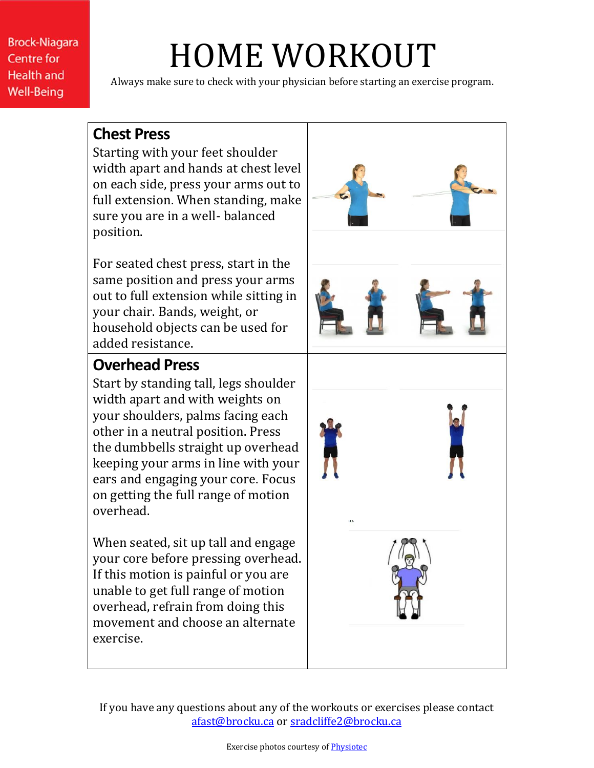Brock-Niagara Centre for Health and Well-Being

# HOME WORKOUT

Always make sure to check with your physician before starting an exercise program.

## Chest Press

Starting with your feet shoulder width apart and hands at chest level on each side, press your arms out to full extension. When standing, make sure you are in a well- balanced position.

For seated chest press, start in the same position and press your arms out to full extension while sitting in your chair. Bands, weight, or household objects can be used for added resistance.

## Overhead Press

Start by standing tall, legs shoulder width apart and with weights on your shoulders, palms facing each other in a neutral position. Press the dumbbells straight up overhead keeping your arms in line with your ears and engaging your core. Focus on getting the full range of motion overhead.

When seated, sit up tall and engage your core before pressing overhead. If this motion is painful or you are unable to get full range of motion overhead, refrain from doing this movement and choose an alternate exercise.

If you have any questions about any of the workouts or exercises please contact afast@brocku.ca or sradcliffe2@brocku.ca

Exercise photos courtesy of Physiotec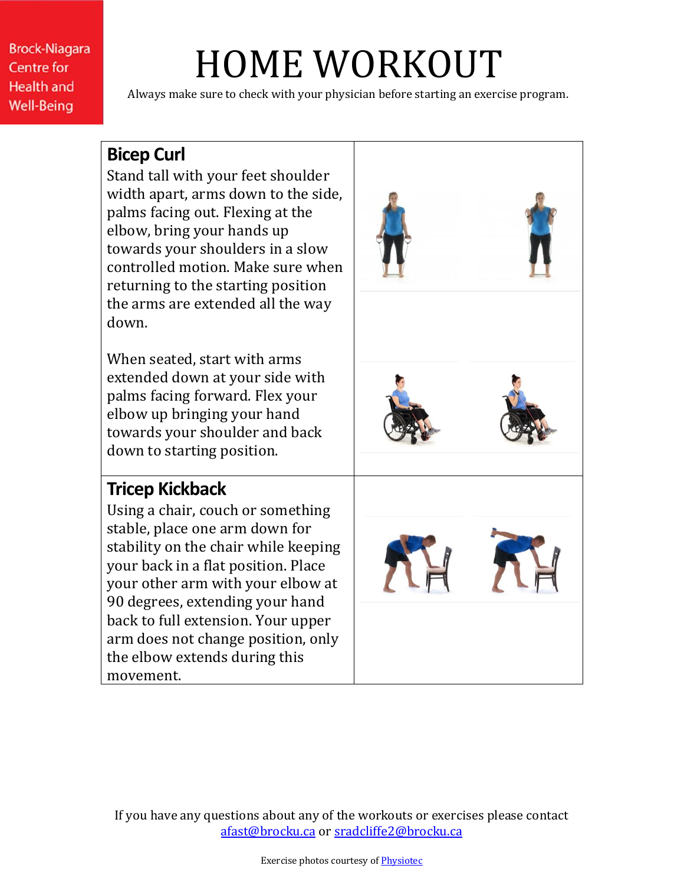Brock-Niagara Centre for Health and Well-Being

# HOME WORKOUT

Always make sure to check with your physician before starting an exercise program.

## Bicep Curl

Stand tall with your feet shoulder width apart, arms down to the side, palms facing out. Flexing at the elbow, bring your hands up towards your shoulders in a slow controlled motion. Make sure when returning to the starting position the arms are extended all the way down.

When seated, start with arms extended down at your side with palms facing forward. Flex your elbow up bringing your hand towards your shoulder and back down to starting position.

## Tricep Kickback

Using a chair, couch or something stable, place one arm down for stability on the chair while keeping your back in a flat position. Place your other arm with your elbow at 90 degrees, extending your hand back to full extension. Your upper arm does not change position, only the elbow extends during this movement.

If you have any questions about any of the workouts or exercises please contact afast@brocku.ca or sradcliffe2@brocku.ca

Exercise photos courtesy of Physiotec